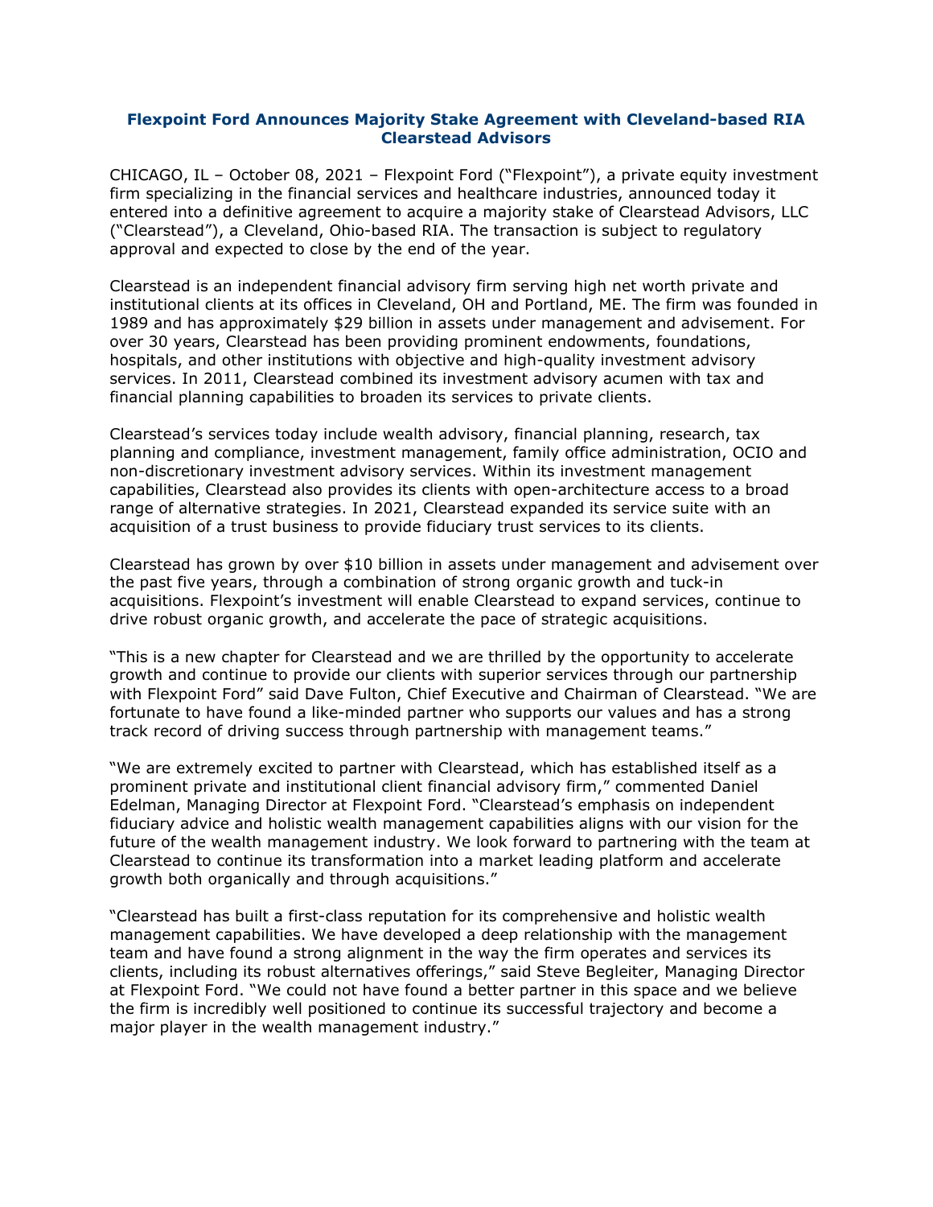# Flexpoint Ford Announces Majority Stake Agreement with Cleveland-based RIA Clearstead Advisors

CHICAGO, IL – October 08, 2021 – Flexpoint Ford ("Flexpoint"), a private equity investment firm specializing in the financial services and healthcare industries, announced today it entered into a definitive agreement to acquire a majority stake of Clearstead Advisors, LLC ("Clearstead"), a Cleveland, Ohio-based RIA. The transaction is subject to regulatory approval and expected to close by the end of the year.

Clearstead is an independent financial advisory firm serving high net worth private and institutional clients at its offices in Cleveland, OH and Portland, ME. The firm was founded in 1989 and has approximately $29 billion in assets under management and advisement. For over 30 years, Clearstead has been providing prominent endowments, foundations, hospitals, and other institutions with objective and high-quality investment advisory services. In 2011, Clearstead combined its investment advisory acumen with tax and financial planning capabilities to broaden its services to private clients.

Clearstead's services today include wealth advisory, financial planning, research, tax planning and compliance, investment management, family office administration, OCIO and non-discretionary investment advisory services. Within its investment management capabilities, Clearstead also provides its clients with open-architecture access to a broad range of alternative strategies. In 2021, Clearstead expanded its service suite with an acquisition of a trust business to provide fiduciary trust services to its clients.

Clearstead has grown by over $10 billion in assets under management and advisement over the past five years, through a combination of strong organic growth and tuck-in acquisitions. Flexpoint's investment will enable Clearstead to expand services, continue to drive robust organic growth, and accelerate the pace of strategic acquisitions.

"This is a new chapter for Clearstead and we are thrilled by the opportunity to accelerate growth and continue to provide our clients with superior services through our partnership with Flexpoint Ford" said Dave Fulton, Chief Executive and Chairman of Clearstead. "We are fortunate to have found a like-minded partner who supports our values and has a strong track record of driving success through partnership with management teams."

"We are extremely excited to partner with Clearstead, which has established itself as a prominent private and institutional client financial advisory firm," commented Daniel Edelman, Managing Director at Flexpoint Ford. "Clearstead's emphasis on independent fiduciary advice and holistic wealth management capabilities aligns with our vision for the future of the wealth management industry. We look forward to partnering with the team at Clearstead to continue its transformation into a market leading platform and accelerate growth both organically and through acquisitions."

"Clearstead has built a first-class reputation for its comprehensive and holistic wealth management capabilities. We have developed a deep relationship with the management team and have found a strong alignment in the way the firm operates and services its clients, including its robust alternatives offerings," said Steve Begleiter, Managing Director at Flexpoint Ford. "We could not have found a better partner in this space and we believe the firm is incredibly well positioned to continue its successful trajectory and become a major player in the wealth management industry."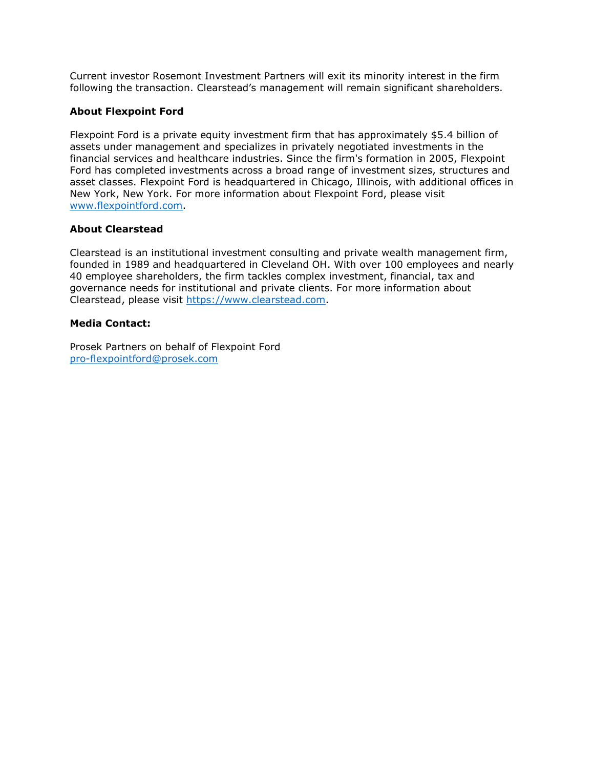Current investor Rosemont Investment Partners will exit its minority interest in the firm following the transaction. Clearstead's management will remain significant shareholders.

**About Flexpoint Ford**

Flexpoint Ford is a private equity investment firm that has approximately $5.4 billion of assets under management and specializes in privately negotiated investments in the financial services and healthcare industries. Since the firm's formation in 2005, Flexpoint Ford has completed investments across a broad range of investment sizes, structures and asset classes. Flexpoint Ford is headquartered in Chicago, Illinois, with additional offices in New York, New York. For more information about Flexpoint Ford, please visit [www.flexpointford.com](www.flexpointford.com).

**About Clearstead**

Clearstead is an institutional investment consulting and private wealth management firm, founded in 1989 and headquartered in Cleveland OH. With over 100 employees and nearly 40 employee shareholders, the firm tackles complex investment, financial, tax and governance needs for institutional and private clients. For more information about Clearstead, please visit [https://www.clearstead.com](https://www.clearstead.com).

**Media Contact:**

Prosek Partners on behalf of Flexpoint Ford
[pro-flexpointford@prosek.com](mailto:pro-flexpointford@prosek.com)